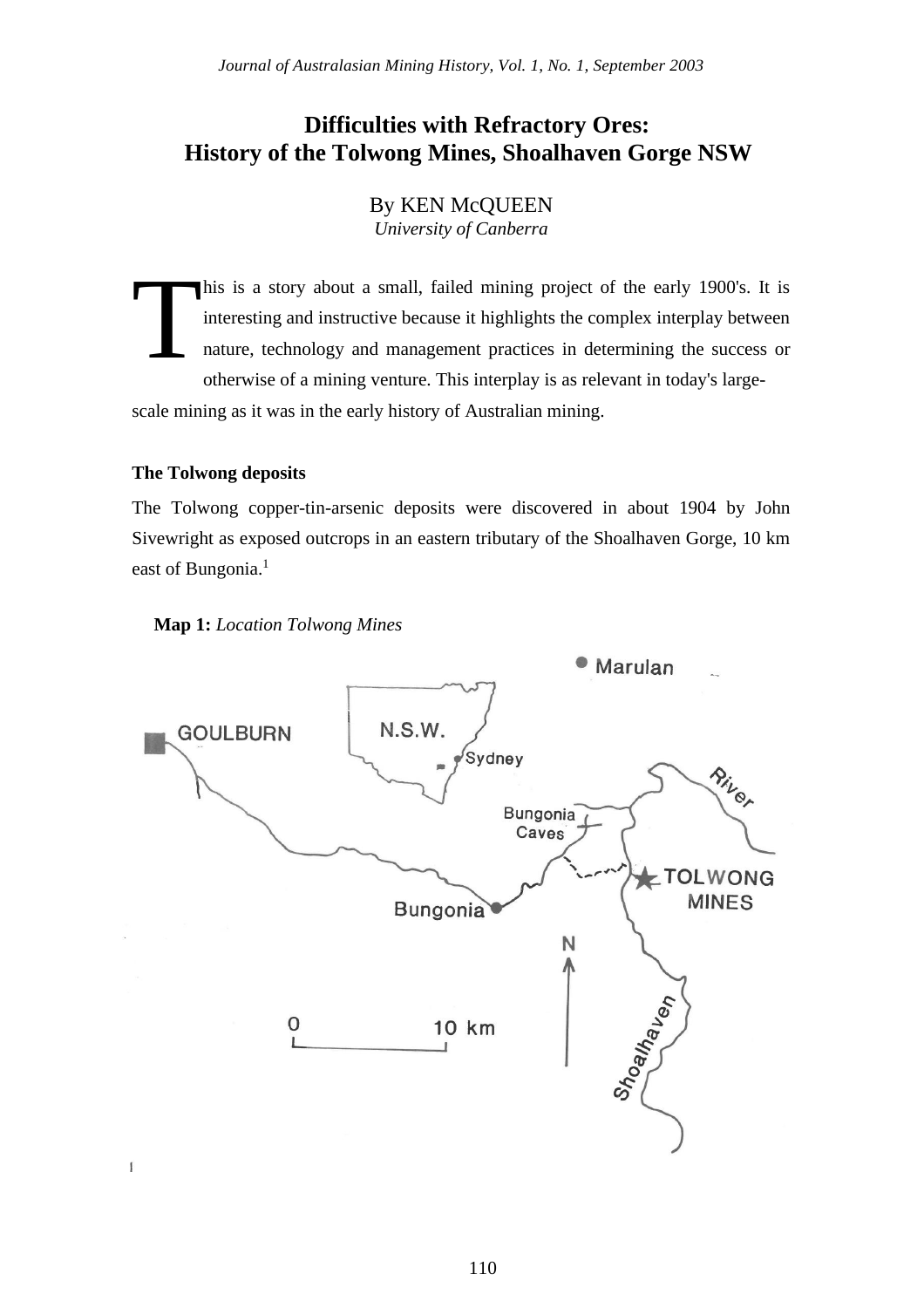# Difficulties with Refractory Ores: History of the Tolwong Mines, Shoalhaven Gorge NSW

By KEN McQUEEN
*University of Canberra*

This is a story about a small, failed mining project of the early 1900's. It is interesting and instructive because it highlights the complex interplay between nature, technology and management practices in determining the success or otherwise of a mining venture. This interplay is as relevant in today's large-scale mining as it was in the early history of Australian mining.

### The Tolwong deposits

The Tolwong copper-tin-arsenic deposits were discovered in about 1904 by John Sivewright as exposed outcrops in an eastern tributary of the Shoalhaven Gorge, 10 km east of Bungonia.[1]

**Map 1:** *Location Tolwong Mines*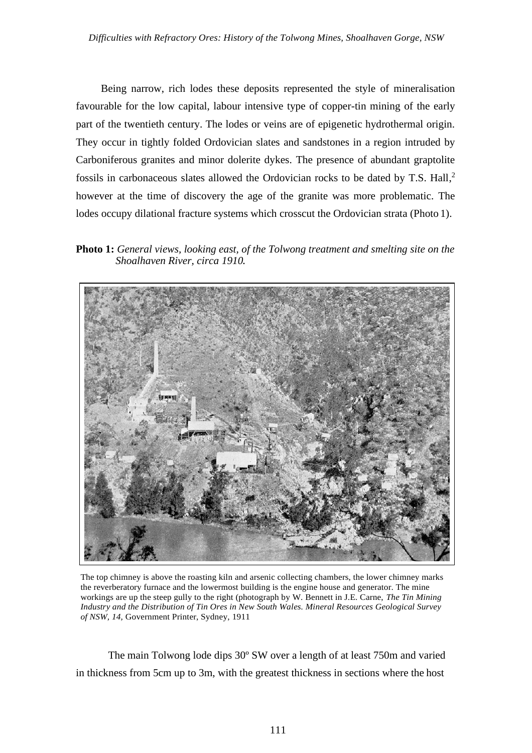Being narrow, rich lodes these deposits represented the style of mineralisation favourable for the low capital, labour intensive type of copper-tin mining of the early part of the twentieth century. The lodes or veins are of epigenetic hydrothermal origin. They occur in tightly folded Ordovician slates and sandstones in a region intruded by Carboniferous granites and minor dolerite dykes. The presence of abundant graptolite fossils in carbonaceous slates allowed the Ordovician rocks to be dated by T.S. Hall,[2] however at the time of discovery the age of the granite was more problematic. The lodes occupy dilational fracture systems which crosscut the Ordovician strata (Photo 1).

**Photo 1:** *General views, looking east, of the Tolwong treatment and smelting site on the Shoalhaven River, circa 1910.*

The top chimney is above the roasting kiln and arsenic collecting chambers, the lower chimney marks the reverberatory furnace and the lowermost building is the engine house and generator. The mine workings are up the steep gully to the right (photograph by W. Bennett in J.E. Carne, *The Tin Mining Industry and the Distribution of Tin Ores in New South Wales. Mineral Resources Geological Survey of NSW, 14,* Government Printer, Sydney, 1911

The main Tolwong lode dips 30º SW over a length of at least 750m and varied in thickness from 5cm up to 3m, with the greatest thickness in sections where the host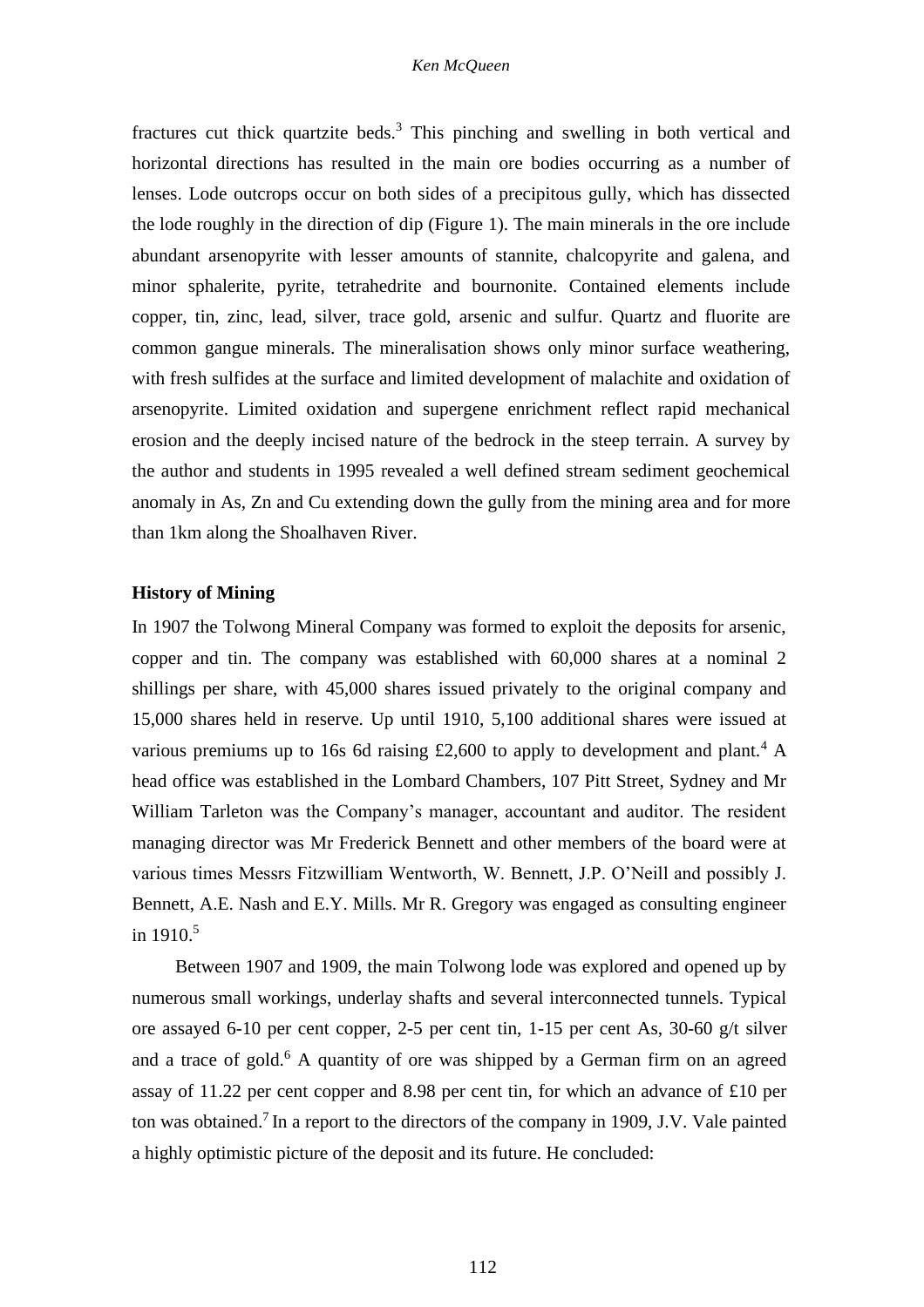fractures cut thick quartzite beds.[3] This pinching and swelling in both vertical and horizontal directions has resulted in the main ore bodies occurring as a number of lenses. Lode outcrops occur on both sides of a precipitous gully, which has dissected the lode roughly in the direction of dip (Figure 1). The main minerals in the ore include abundant arsenopyrite with lesser amounts of stannite, chalcopyrite and galena, and minor sphalerite, pyrite, tetrahedrite and bournonite. Contained elements include copper, tin, zinc, lead, silver, trace gold, arsenic and sulfur. Quartz and fluorite are common gangue minerals. The mineralisation shows only minor surface weathering, with fresh sulfides at the surface and limited development of malachite and oxidation of arsenopyrite. Limited oxidation and supergene enrichment reflect rapid mechanical erosion and the deeply incised nature of the bedrock in the steep terrain. A survey by the author and students in 1995 revealed a well defined stream sediment geochemical anomaly in As, Zn and Cu extending down the gully from the mining area and for more than 1km along the Shoalhaven River.

**History of Mining**

In 1907 the Tolwong Mineral Company was formed to exploit the deposits for arsenic, copper and tin. The company was established with 60,000 shares at a nominal 2 shillings per share, with 45,000 shares issued privately to the original company and 15,000 shares held in reserve. Up until 1910, 5,100 additional shares were issued at various premiums up to 16s 6d raising £2,600 to apply to development and plant.[4] A head office was established in the Lombard Chambers, 107 Pitt Street, Sydney and Mr William Tarleton was the Company's manager, accountant and auditor. The resident managing director was Mr Frederick Bennett and other members of the board were at various times Messrs Fitzwilliam Wentworth, W. Bennett, J.P. O'Neill and possibly J. Bennett, A.E. Nash and E.Y. Mills. Mr R. Gregory was engaged as consulting engineer in 1910.[5]

Between 1907 and 1909, the main Tolwong lode was explored and opened up by numerous small workings, underlay shafts and several interconnected tunnels. Typical ore assayed 6-10 per cent copper, 2-5 per cent tin, 1-15 per cent As, 30-60 g/t silver and a trace of gold.[6] A quantity of ore was shipped by a German firm on an agreed assay of 11.22 per cent copper and 8.98 per cent tin, for which an advance of £10 per ton was obtained.[7] In a report to the directors of the company in 1909, J.V. Vale painted a highly optimistic picture of the deposit and its future. He concluded: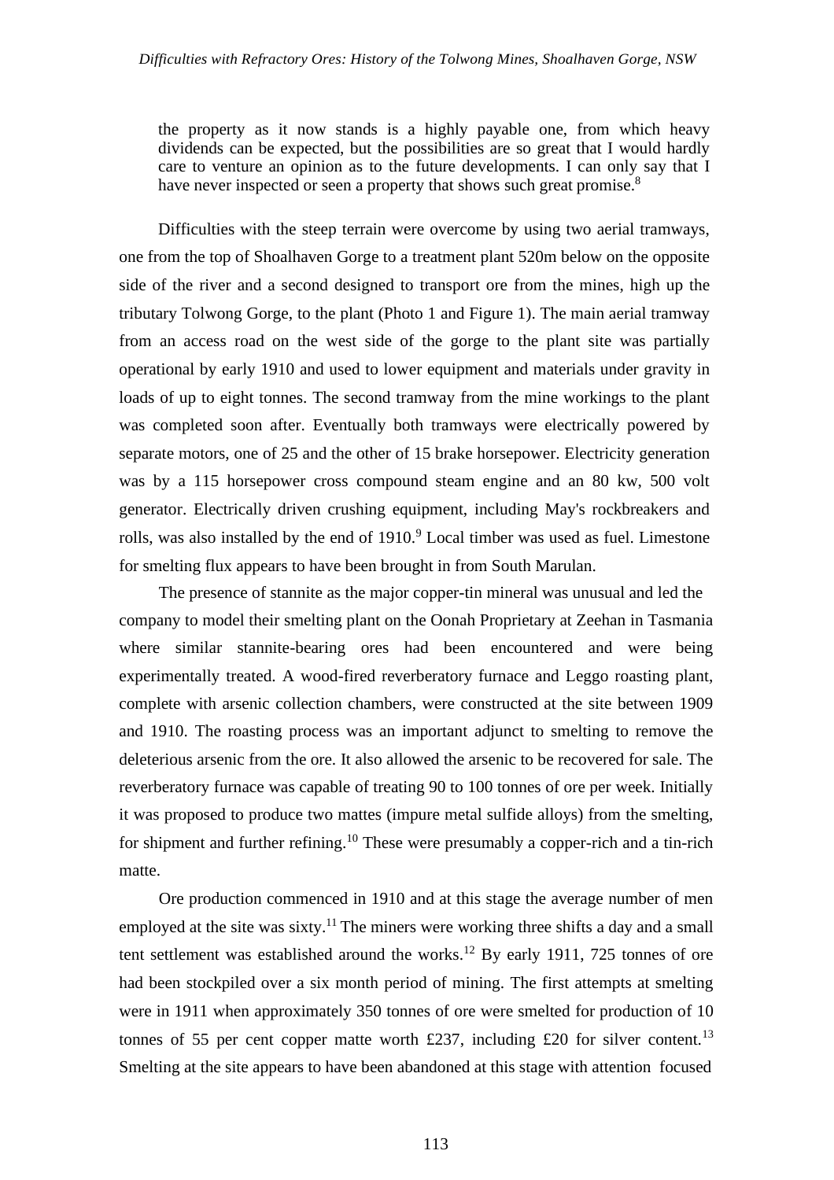> the property as it now stands is a highly payable one, from which heavy dividends can be expected, but the possibilities are so great that I would hardly care to venture an opinion as to the future developments. I can only say that I have never inspected or seen a property that shows such great promise.[8]

Difficulties with the steep terrain were overcome by using two aerial tramways, one from the top of Shoalhaven Gorge to a treatment plant 520m below on the opposite side of the river and a second designed to transport ore from the mines, high up the tributary Tolwong Gorge, to the plant (Photo 1 and Figure 1). The main aerial tramway from an access road on the west side of the gorge to the plant site was partially operational by early 1910 and used to lower equipment and materials under gravity in loads of up to eight tonnes. The second tramway from the mine workings to the plant was completed soon after. Eventually both tramways were electrically powered by separate motors, one of 25 and the other of 15 brake horsepower. Electricity generation was by a 115 horsepower cross compound steam engine and an 80 kw, 500 volt generator. Electrically driven crushing equipment, including May's rockbreakers and rolls, was also installed by the end of 1910.[9] Local timber was used as fuel. Limestone for smelting flux appears to have been brought in from South Marulan.

The presence of stannite as the major copper-tin mineral was unusual and led the company to model their smelting plant on the Oonah Proprietary at Zeehan in Tasmania where similar stannite-bearing ores had been encountered and were being experimentally treated. A wood-fired reverberatory furnace and Leggo roasting plant, complete with arsenic collection chambers, were constructed at the site between 1909 and 1910. The roasting process was an important adjunct to smelting to remove the deleterious arsenic from the ore. It also allowed the arsenic to be recovered for sale. The reverberatory furnace was capable of treating 90 to 100 tonnes of ore per week. Initially it was proposed to produce two mattes (impure metal sulfide alloys) from the smelting, for shipment and further refining.[10] These were presumably a copper-rich and a tin-rich matte.

Ore production commenced in 1910 and at this stage the average number of men employed at the site was sixty.[11] The miners were working three shifts a day and a small tent settlement was established around the works.[12] By early 1911, 725 tonnes of ore had been stockpiled over a six month period of mining. The first attempts at smelting were in 1911 when approximately 350 tonnes of ore were smelted for production of 10 tonnes of 55 per cent copper matte worth £237, including £20 for silver content.[13] Smelting at the site appears to have been abandoned at this stage with attention focused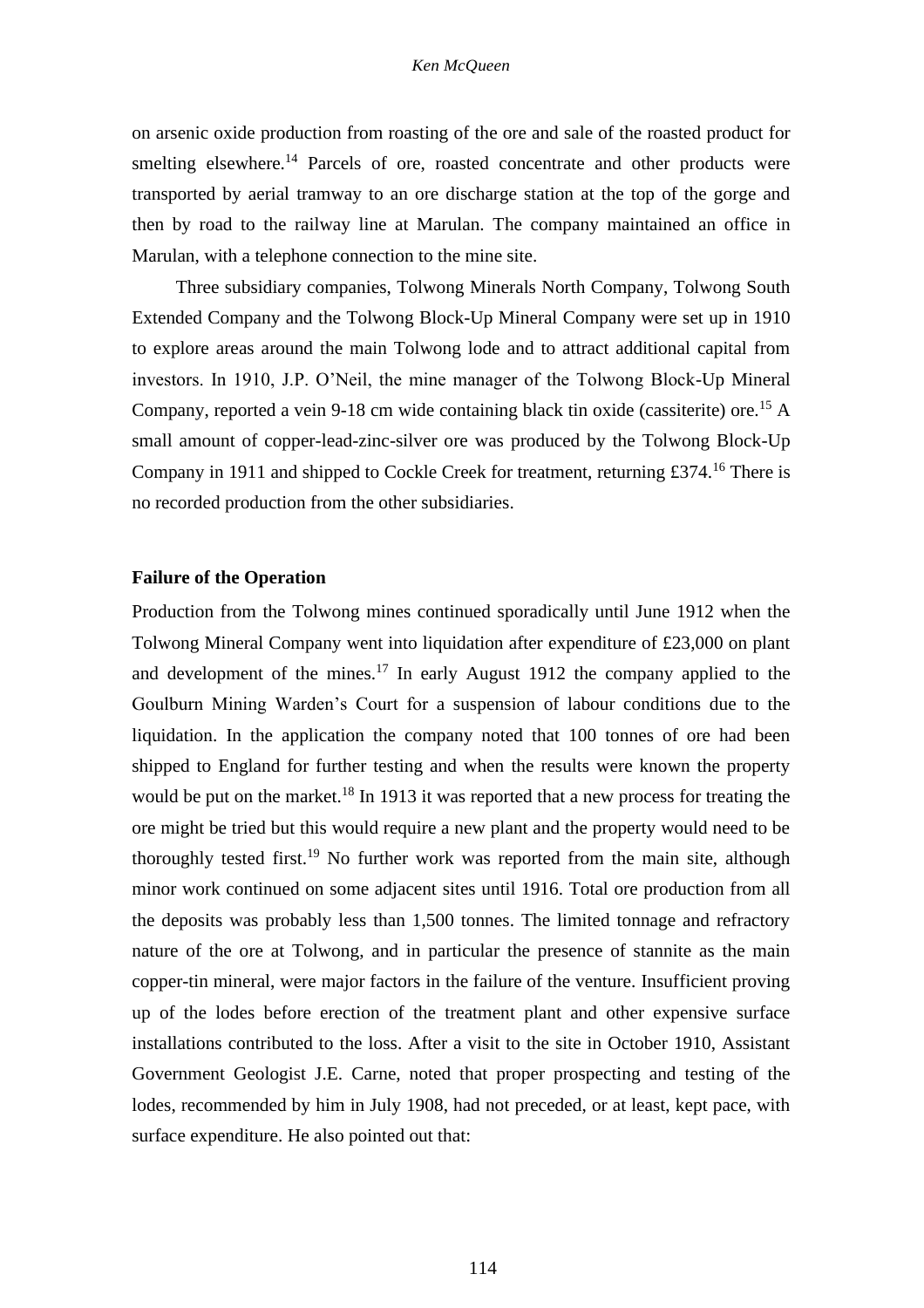on arsenic oxide production from roasting of the ore and sale of the roasted product for smelting elsewhere.[14] Parcels of ore, roasted concentrate and other products were transported by aerial tramway to an ore discharge station at the top of the gorge and then by road to the railway line at Marulan. The company maintained an office in Marulan, with a telephone connection to the mine site.

Three subsidiary companies, Tolwong Minerals North Company, Tolwong South Extended Company and the Tolwong Block-Up Mineral Company were set up in 1910 to explore areas around the main Tolwong lode and to attract additional capital from investors. In 1910, J.P. O'Neil, the mine manager of the Tolwong Block-Up Mineral Company, reported a vein 9-18 cm wide containing black tin oxide (cassiterite) ore.[15] A small amount of copper-lead-zinc-silver ore was produced by the Tolwong Block-Up Company in 1911 and shipped to Cockle Creek for treatment, returning £374.[16] There is no recorded production from the other subsidiaries.

### Failure of the Operation

Production from the Tolwong mines continued sporadically until June 1912 when the Tolwong Mineral Company went into liquidation after expenditure of £23,000 on plant and development of the mines.[17] In early August 1912 the company applied to the Goulburn Mining Warden's Court for a suspension of labour conditions due to the liquidation. In the application the company noted that 100 tonnes of ore had been shipped to England for further testing and when the results were known the property would be put on the market.[18] In 1913 it was reported that a new process for treating the ore might be tried but this would require a new plant and the property would need to be thoroughly tested first.[19] No further work was reported from the main site, although minor work continued on some adjacent sites until 1916. Total ore production from all the deposits was probably less than 1,500 tonnes. The limited tonnage and refractory nature of the ore at Tolwong, and in particular the presence of stannite as the main copper-tin mineral, were major factors in the failure of the venture. Insufficient proving up of the lodes before erection of the treatment plant and other expensive surface installations contributed to the loss. After a visit to the site in October 1910, Assistant Government Geologist J.E. Carne, noted that proper prospecting and testing of the lodes, recommended by him in July 1908, had not preceded, or at least, kept pace, with surface expenditure. He also pointed out that: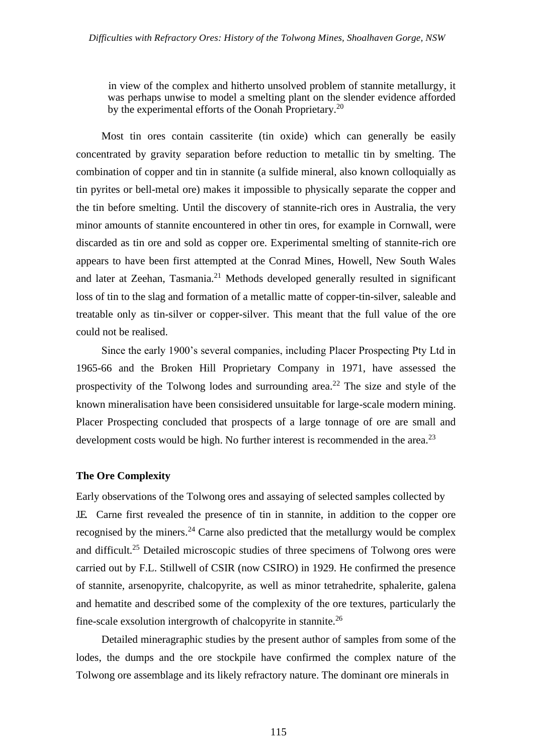> in view of the complex and hitherto unsolved problem of stannite metallurgy, it was perhaps unwise to model a smelting plant on the slender evidence afforded by the experimental efforts of the Oonah Proprietary.[20]

Most tin ores contain cassiterite (tin oxide) which can generally be easily concentrated by gravity separation before reduction to metallic tin by smelting. The combination of copper and tin in stannite (a sulfide mineral, also known colloquially as tin pyrites or bell-metal ore) makes it impossible to physically separate the copper and the tin before smelting. Until the discovery of stannite-rich ores in Australia, the very minor amounts of stannite encountered in other tin ores, for example in Cornwall, were discarded as tin ore and sold as copper ore. Experimental smelting of stannite-rich ore appears to have been first attempted at the Conrad Mines, Howell, New South Wales and later at Zeehan, Tasmania.[21] Methods developed generally resulted in significant loss of tin to the slag and formation of a metallic matte of copper-tin-silver, saleable and treatable only as tin-silver or copper-silver. This meant that the full value of the ore could not be realised.

Since the early 1900's several companies, including Placer Prospecting Pty Ltd in 1965-66 and the Broken Hill Proprietary Company in 1971, have assessed the prospectivity of the Tolwong lodes and surrounding area.[22] The size and style of the known mineralisation have been consisidered unsuitable for large-scale modern mining. Placer Prospecting concluded that prospects of a large tonnage of ore are small and development costs would be high. No further interest is recommended in the area.[23]

### The Ore Complexity

Early observations of the Tolwong ores and assaying of selected samples collected by J.E. Carne first revealed the presence of tin in stannite, in addition to the copper ore recognised by the miners.[24] Carne also predicted that the metallurgy would be complex and difficult.[25] Detailed microscopic studies of three specimens of Tolwong ores were carried out by F.L. Stillwell of CSIR (now CSIRO) in 1929. He confirmed the presence of stannite, arsenopyrite, chalcopyrite, as well as minor tetrahedrite, sphalerite, galena and hematite and described some of the complexity of the ore textures, particularly the fine-scale exsolution intergrowth of chalcopyrite in stannite.[26]

Detailed mineragraphic studies by the present author of samples from some of the lodes, the dumps and the ore stockpile have confirmed the complex nature of the Tolwong ore assemblage and its likely refractory nature. The dominant ore minerals in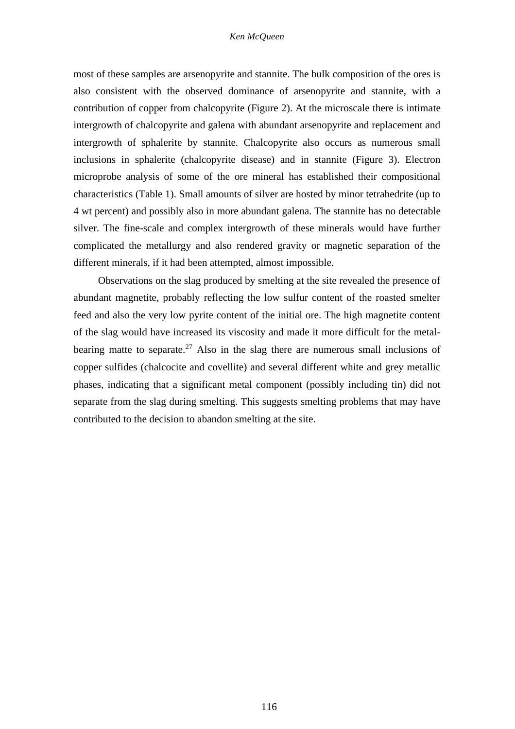most of these samples are arsenopyrite and stannite. The bulk composition of the ores is also consistent with the observed dominance of arsenopyrite and stannite, with a contribution of copper from chalcopyrite (Figure 2). At the microscale there is intimate intergrowth of chalcopyrite and galena with abundant arsenopyrite and replacement and intergrowth of sphalerite by stannite. Chalcopyrite also occurs as numerous small inclusions in sphalerite (chalcopyrite disease) and in stannite (Figure 3). Electron microprobe analysis of some of the ore mineral has established their compositional characteristics (Table 1). Small amounts of silver are hosted by minor tetrahedrite (up to 4 wt percent) and possibly also in more abundant galena. The stannite has no detectable silver. The fine-scale and complex intergrowth of these minerals would have further complicated the metallurgy and also rendered gravity or magnetic separation of the different minerals, if it had been attempted, almost impossible.

Observations on the slag produced by smelting at the site revealed the presence of abundant magnetite, probably reflecting the low sulfur content of the roasted smelter feed and also the very low pyrite content of the initial ore. The high magnetite content of the slag would have increased its viscosity and made it more difficult for the metal-bearing matte to separate.[27] Also in the slag there are numerous small inclusions of copper sulfides (chalcocite and covellite) and several different white and grey metallic phases, indicating that a significant metal component (possibly including tin) did not separate from the slag during smelting. This suggests smelting problems that may have contributed to the decision to abandon smelting at the site.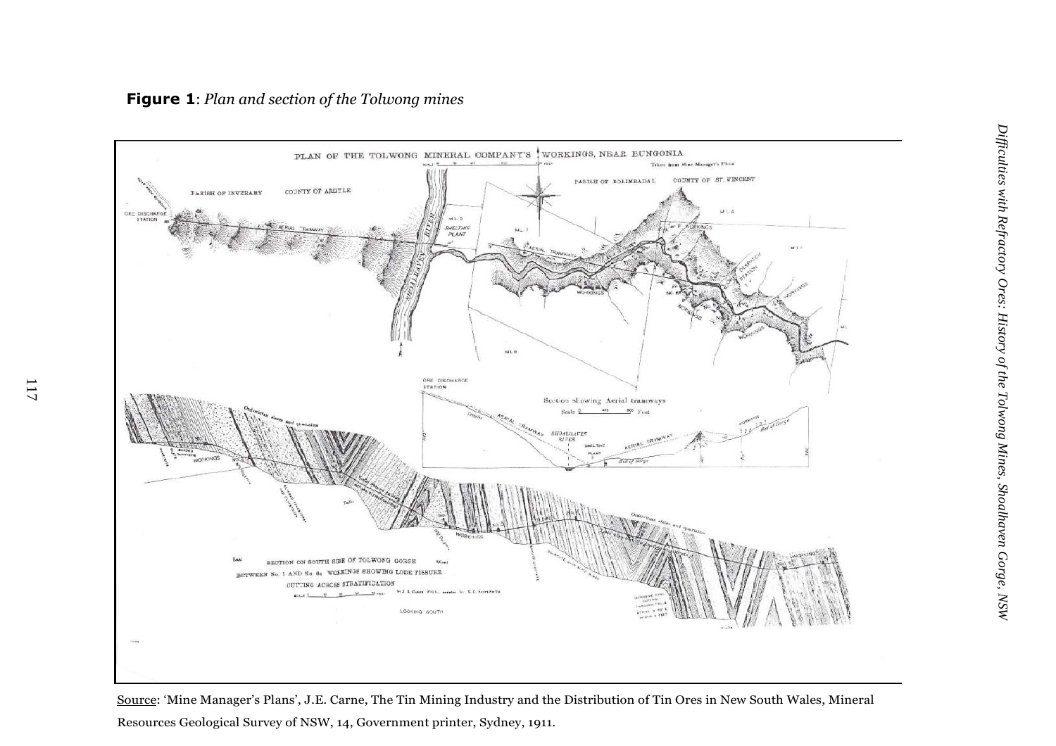**Figure 1**: *Plan and section of the Tolwong mines*

Source: 'Mine Manager's Plans', J.E. Carne, The Tin Mining Industry and the Distribution of Tin Ores in New South Wales, Mineral Resources Geological Survey of NSW, 14, Government printer, Sydney, 1911.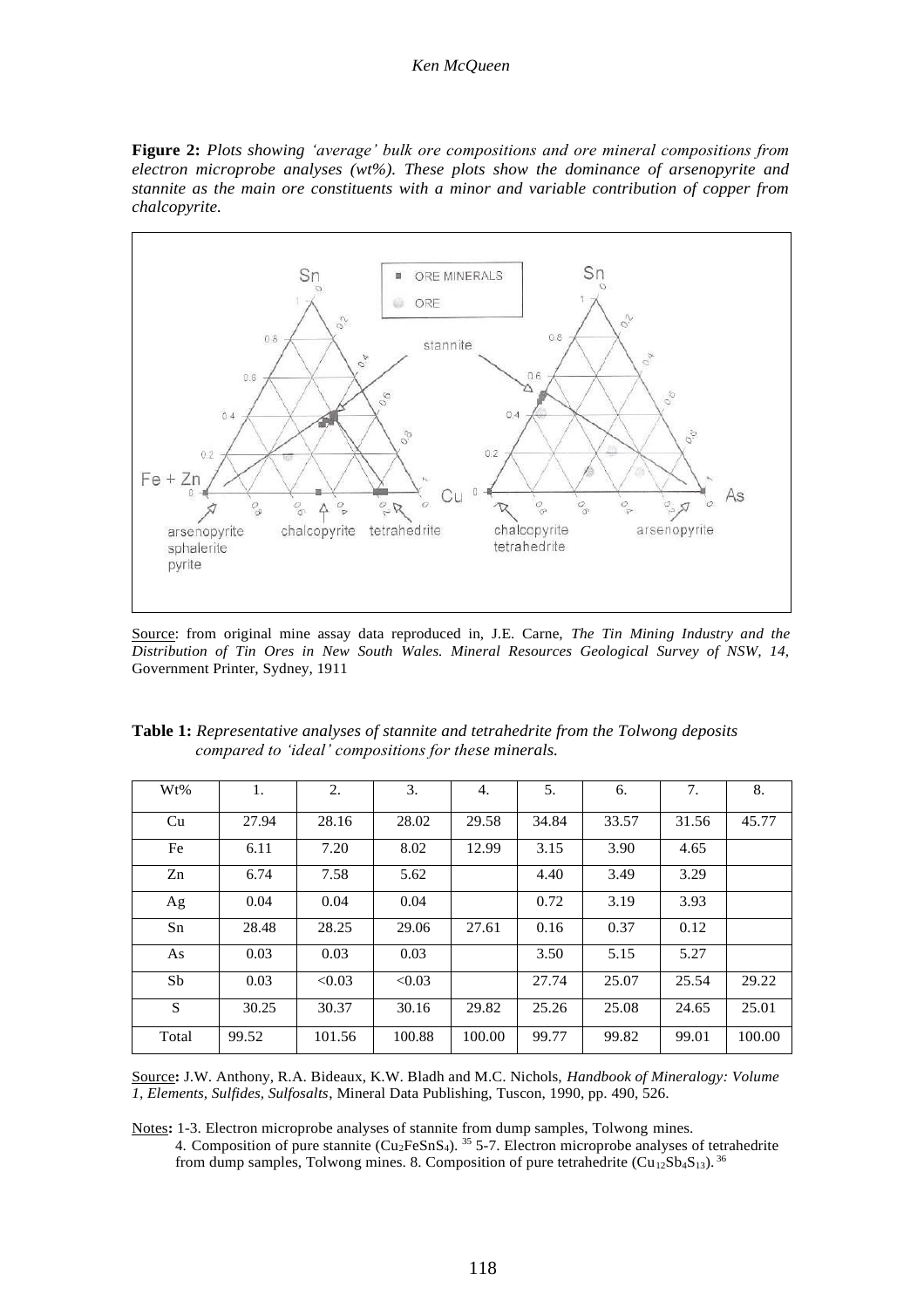**Figure 2:** *Plots showing 'average' bulk ore compositions and ore mineral compositions from electron microprobe analyses (wt%). These plots show the dominance of arsenopyrite and stannite as the main ore constituents with a minor and variable contribution of copper from chalcopyrite.*

Source: from original mine assay data reproduced in, J.E. Carne, *The Tin Mining Industry and the Distribution of Tin Ores in New South Wales. Mineral Resources Geological Survey of NSW, 14,* Government Printer, Sydney, 1911

**Table 1:** *Representative analyses of stannite and tetrahedrite from the Tolwong deposits compared to 'ideal' compositions for these minerals.*

| Wt% | 1. | 2. | 3. | 4. | 5. | 6. | 7. | 8. |
|---|---|---|---|---|---|---|---|---|
| Cu | 27.94 | 28.16 | 28.02 | 29.58 | 34.84 | 33.57 | 31.56 | 45.77 |
| Fe | 6.11 | 7.20 | 8.02 | 12.99 | 3.15 | 3.90 | 4.65 | |
| Zn | 6.74 | 7.58 | 5.62 | | 4.40 | 3.49 | 3.29 | |
| Ag | 0.04 | 0.04 | 0.04 | | 0.72 | 3.19 | 3.93 | |
| Sn | 28.48 | 28.25 | 29.06 | 27.61 | 0.16 | 0.37 | 0.12 | |
| As | 0.03 | 0.03 | 0.03 | | 3.50 | 5.15 | 5.27 | |
| Sb | 0.03 | <0.03 | <0.03 | | 27.74 | 25.07 | 25.54 | 29.22 |
| S | 30.25 | 30.37 | 30.16 | 29.82 | 25.26 | 25.08 | 24.65 | 25.01 |
| Total | 99.52 | 101.56 | 100.88 | 100.00 | 99.77 | 99.82 | 99.01 | 100.00 |

Source**:** J.W. Anthony, R.A. Bideaux, K.W. Bladh and M.C. Nichols, *Handbook of Mineralogy: Volume 1, Elements, Sulfides, Sulfosalts*, Mineral Data Publishing, Tuscon, 1990, pp. 490, 526.

Notes**:** 1-3. Electron microprobe analyses of stannite from dump samples, Tolwong mines.
4. Composition of pure stannite ($Cu_2FeSnS_4$). [35] 5-7. Electron microprobe analyses of tetrahedrite from dump samples, Tolwong mines. 8. Composition of pure tetrahedrite ($Cu_{12}Sb_4S_{13}$). [36]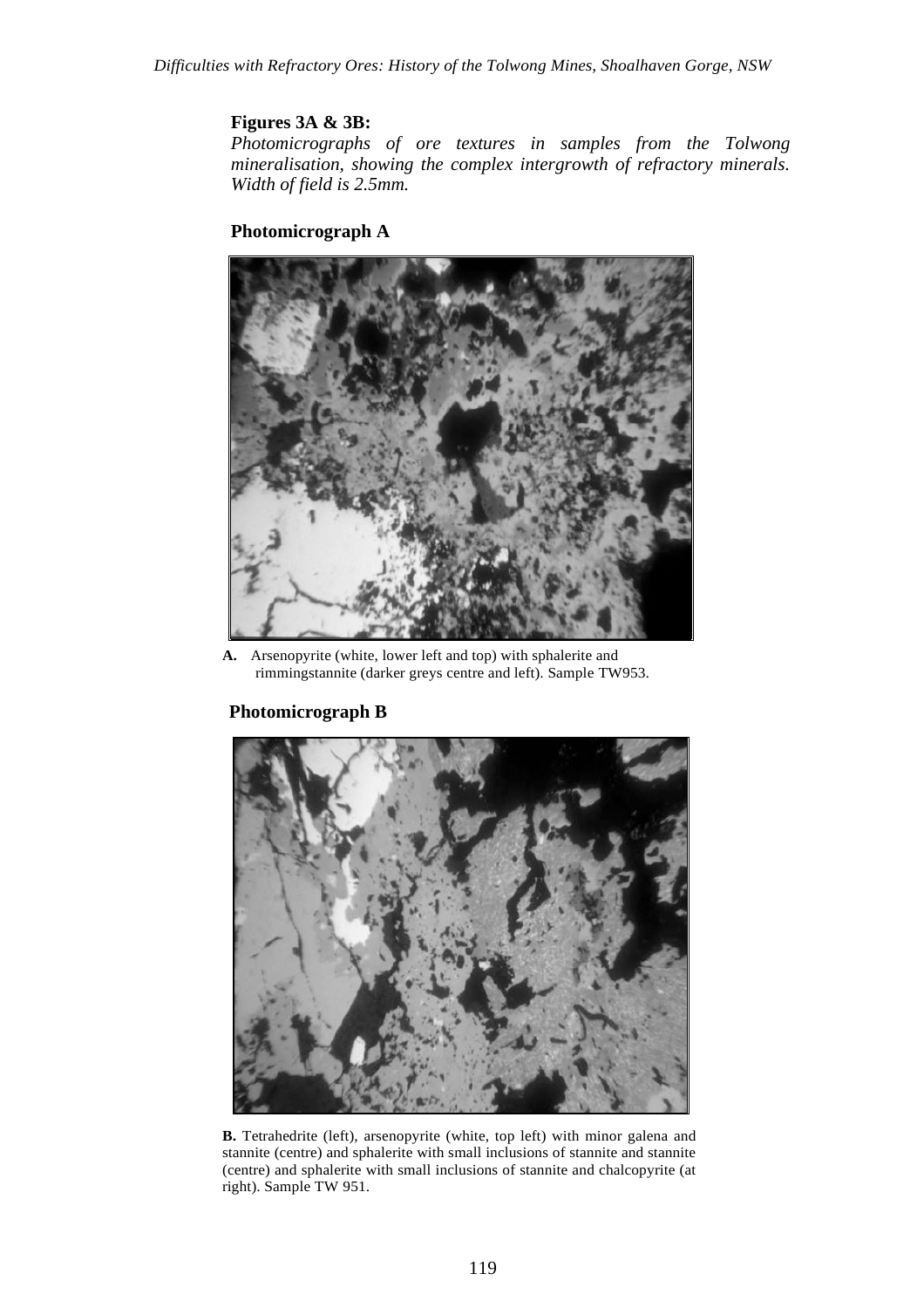**Figures 3A & 3B:**

*Photomicrographs of ore textures in samples from the Tolwong mineralisation, showing the complex intergrowth of refractory minerals. Width of field is 2.5mm.*

**Photomicrograph A**

**A.** Arsenopyrite (white, lower left and top) with sphalerite and rimmingstannite (darker greys centre and left). Sample TW953.

**Photomicrograph B**

**B.** Tetrahedrite (left), arsenopyrite (white, top left) with minor galena and stannite (centre) and sphalerite with small inclusions of stannite and stannite (centre) and sphalerite with small inclusions of stannite and chalcopyrite (at right). Sample TW 951.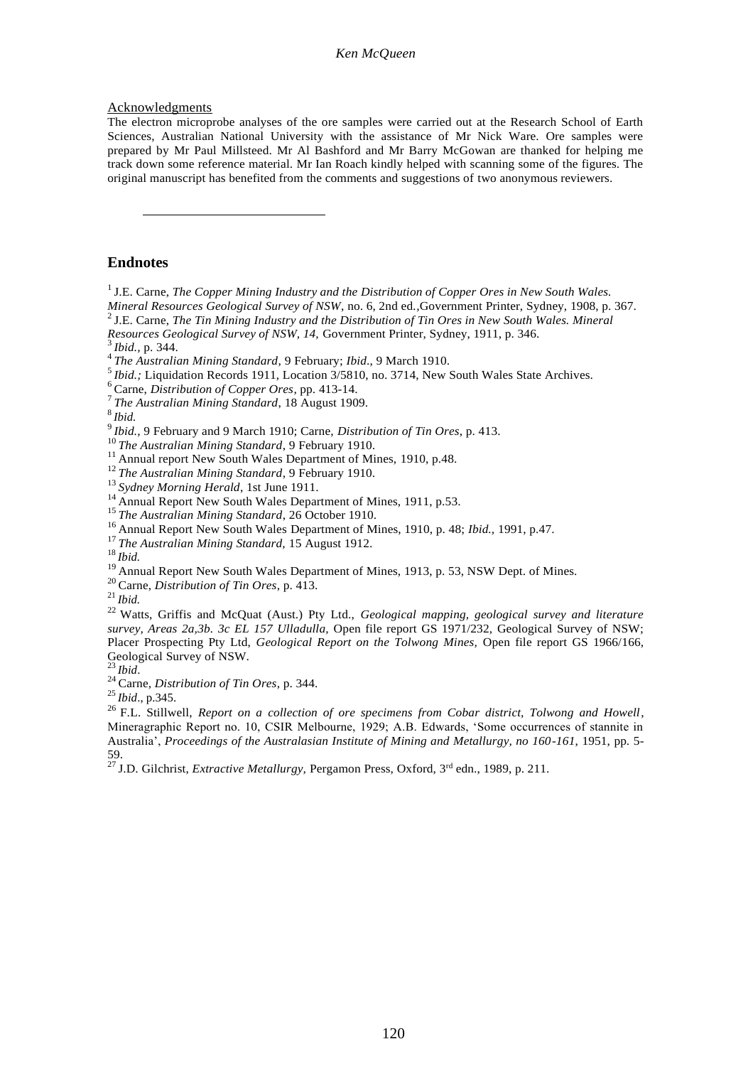Acknowledgments

The electron microprobe analyses of the ore samples were carried out at the Research School of Earth Sciences, Australian National University with the assistance of Mr Nick Ware. Ore samples were prepared by Mr Paul Millsteed. Mr Al Bashford and Mr Barry McGowan are thanked for helping me track down some reference material. Mr Ian Roach kindly helped with scanning some of the figures. The original manuscript has benefited from the comments and suggestions of two anonymous reviewers.

## Endnotes

[1] J.E. Carne, *The Copper Mining Industry and the Distribution of Copper Ores in New South Wales. Mineral Resources Geological Survey of NSW*, no. 6, 2nd ed.,Government Printer, Sydney, 1908, p. 367.
[2] J.E. Carne, *The Tin Mining Industry and the Distribution of Tin Ores in New South Wales. Mineral Resources Geological Survey of NSW, 14,* Government Printer, Sydney, 1911, p. 346.
[3] *Ibid.*, p. 344.
[4] *The Australian Mining Standard*, 9 February; *Ibid*., 9 March 1910.
[5] *Ibid.;* Liquidation Records 1911, Location 3/5810, no. 3714, New South Wales State Archives.
[6] Carne, *Distribution of Copper Ores*, pp. 413-14.
[7] *The Australian Mining Standard*, 18 August 1909.
[8] *Ibid.*
[9] *Ibid.*, 9 February and 9 March 1910; Carne, *Distribution of Tin Ores*, p. 413.
[10] *The Australian Mining Standard*, 9 February 1910.
[11] Annual report New South Wales Department of Mines, 1910, p.48.
[12] *The Australian Mining Standard*, 9 February 1910.
[13] *Sydney Morning Herald*, 1st June 1911.
[14] Annual Report New South Wales Department of Mines, 1911, p.53.
[15] *The Australian Mining Standard*, 26 October 1910.
[16] Annual Report New South Wales Department of Mines, 1910, p. 48; *Ibid.*, 1991, p.47.
[17] *The Australian Mining Standard*, 15 August 1912.
[18] *Ibid.*
[19] Annual Report New South Wales Department of Mines, 1913, p. 53, NSW Dept. of Mines.
[20] Carne, *Distribution of Tin Ores*, p. 413.
[21] *Ibid.*
[22] Watts, Griffis and McQuat (Aust.) Pty Ltd., *Geological mapping, geological survey and literature survey, Areas 2a,3b. 3c EL 157 Ulladulla,* Open file report GS 1971/232, Geological Survey of NSW; Placer Prospecting Pty Ltd, *Geological Report on the Tolwong Mines,* Open file report GS 1966/166, Geological Survey of NSW.
[23] *Ibid*.
[24] Carne, *Distribution of Tin Ores*, p. 344.
[25] *Ibid*., p.345.
[26] F.L. Stillwell, *Report on a collection of ore specimens from Cobar district, Tolwong and Howell*, Mineragraphic Report no. 10, CSIR Melbourne, 1929; A.B. Edwards, 'Some occurrences of stannite in Australia', *Proceedings of the Australasian Institute of Mining and Metallurgy, no 160-161*, 1951, pp. 5-59.
[27] J.D. Gilchrist, *Extractive Metallurgy,* Pergamon Press, Oxford, 3rd edn., 1989, p. 211.